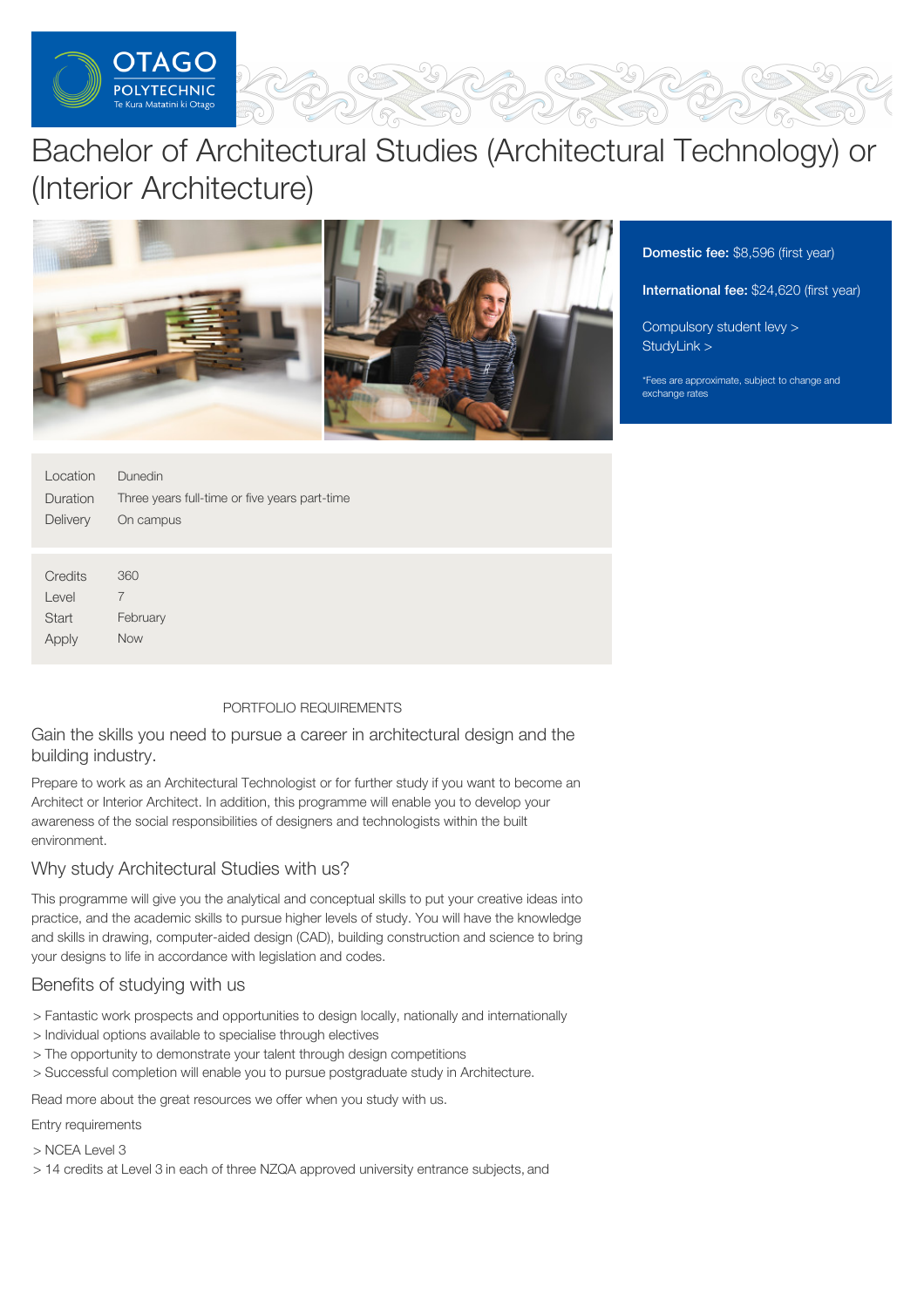# Bachelor of Architectural Studies (Architectural Technology) or (Interior Architecture)

**Domestic fee:** $8,596 (first year)

**International fee:** $24,620 (first year)

Compulsory student levy >
StudyLink >

*Fees are approximate, subject to change and exchange rates

| | |
|---|---|
| Location | Dunedin |
| Duration | Three years full-time or five years part-time |
| Delivery | On campus |

| | |
|---|---|
| Credits | 360 |
| Level | 7 |
| Start | February |
| Apply | Now |

PORTFOLIO REQUIREMENTS

## Gain the skills you need to pursue a career in architectural design and the building industry.

Prepare to work as an Architectural Technologist or for further study if you want to become an Architect or Interior Architect. In addition, this programme will enable you to develop your awareness of the social responsibilities of designers and technologists within the built environment.

## Why study Architectural Studies with us?

This programme will give you the analytical and conceptual skills to put your creative ideas into practice, and the academic skills to pursue higher levels of study. You will have the knowledge and skills in drawing, computer-aided design (CAD), building construction and science to bring your designs to life in accordance with legislation and codes.

## Benefits of studying with us

> Fantastic work prospects and opportunities to design locally, nationally and internationally
> Individual options available to specialise through electives
> The opportunity to demonstrate your talent through design competitions
> Successful completion will enable you to pursue postgraduate study in Architecture.

Read more about the great resources we offer when you study with us.

Entry requirements

> NCEA Level 3
> 14 credits at Level 3 in each of three NZQA approved university entrance subjects, and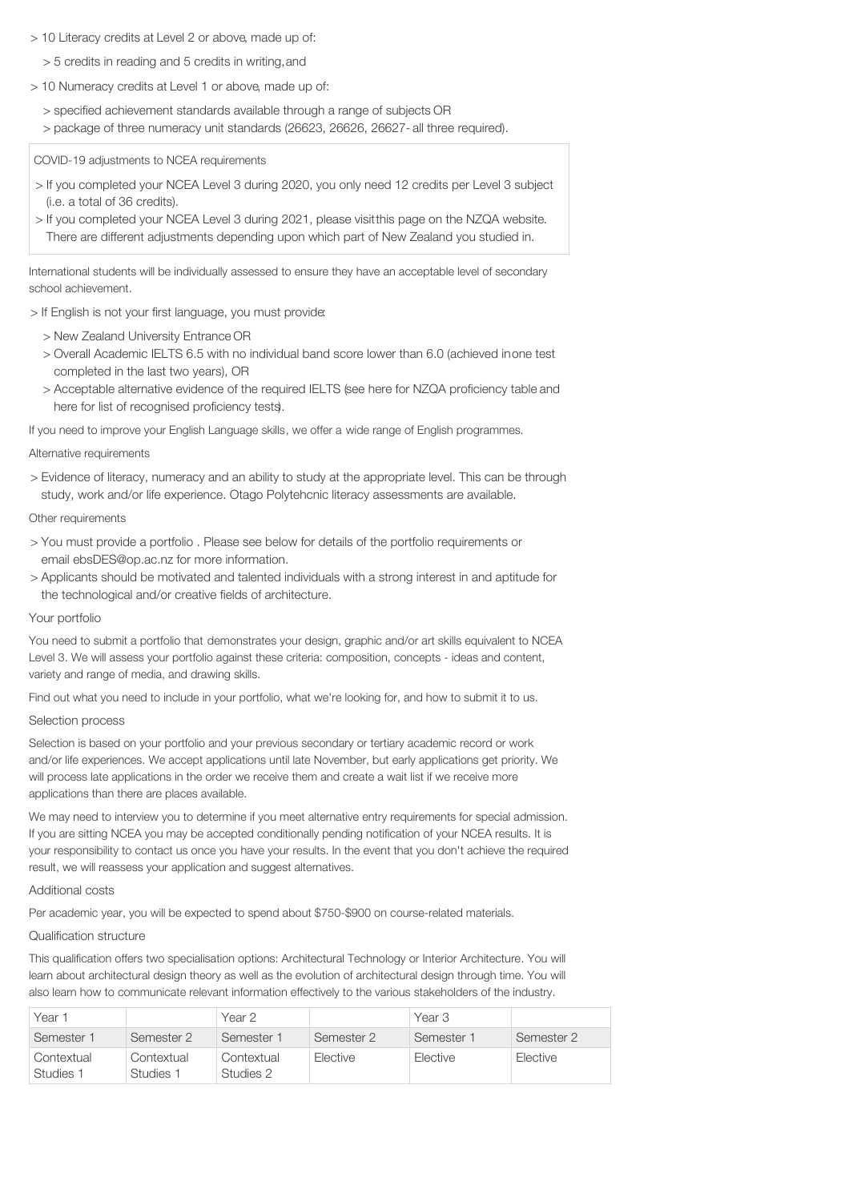- 10 Literacy credits at Level 2 or above, made up of:
  - 5 credits in reading and 5 credits in writing, and
- 10 Numeracy credits at Level 1 or above, made up of:
  - specified achievement standards available through a range of subjects OR
  - package of three numeracy unit standards (26623, 26626, 26627- all three required).

COVID-19 adjustments to NCEA requirements

- If you completed your NCEA Level 3 during 2020, you only need 12 credits per Level 3 subject (i.e. a total of 36 credits).
- If you completed your NCEA Level 3 during 2021, please visit this page on the NZQA website. There are different adjustments depending upon which part of New Zealand you studied in.

International students will be individually assessed to ensure they have an acceptable level of secondary school achievement.

- If English is not your first language, you must provide:
  - New Zealand University Entrance OR
  - Overall Academic IELTS 6.5 with no individual band score lower than 6.0 (achieved in one test completed in the last two years), OR
  - Acceptable alternative evidence of the required IELTS (see here for NZQA proficiency table and here for list of recognised proficiency tests).

If you need to improve your English Language skills, we offer a wide range of English programmes.

Alternative requirements

- Evidence of literacy, numeracy and an ability to study at the appropriate level. This can be through study, work and/or life experience. Otago Polytehcnic literacy assessments are available.

Other requirements

- You must provide a portfolio . Please see below for details of the portfolio requirements or email ebsDES@op.ac.nz for more information.
- Applicants should be motivated and talented individuals with a strong interest in and aptitude for the technological and/or creative fields of architecture.

### Your portfolio

You need to submit a portfolio that demonstrates your design, graphic and/or art skills equivalent to NCEA Level 3. We will assess your portfolio against these criteria: composition, concepts - ideas and content, variety and range of media, and drawing skills.

Find out what you need to include in your portfolio, what we're looking for, and how to submit it to us.

### Selection process

Selection is based on your portfolio and your previous secondary or tertiary academic record or work and/or life experiences. We accept applications until late November, but early applications get priority. We will process late applications in the order we receive them and create a wait list if we receive more applications than there are places available.

We may need to interview you to determine if you meet alternative entry requirements for special admission. If you are sitting NCEA you may be accepted conditionally pending notification of your NCEA results. It is your responsibility to contact us once you have your results. In the event that you don't achieve the required result, we will reassess your application and suggest alternatives.

### Additional costs

Per academic year, you will be expected to spend about $750-$900 on course-related materials.

### Qualification structure

This qualification offers two specialisation options: Architectural Technology or Interior Architecture. You will learn about architectural design theory as well as the evolution of architectural design through time. You will also learn how to communicate relevant information effectively to the various stakeholders of the industry.

| Year 1 | | Year 2 | | Year 3 | |
|---|---|---|---|---|---|
| Semester 1 | Semester 2 | Semester 1 | Semester 2 | Semester 1 | Semester 2 |
| Contextual Studies 1 | Contextual Studies 1 | Contextual Studies 2 | Elective | Elective | Elective |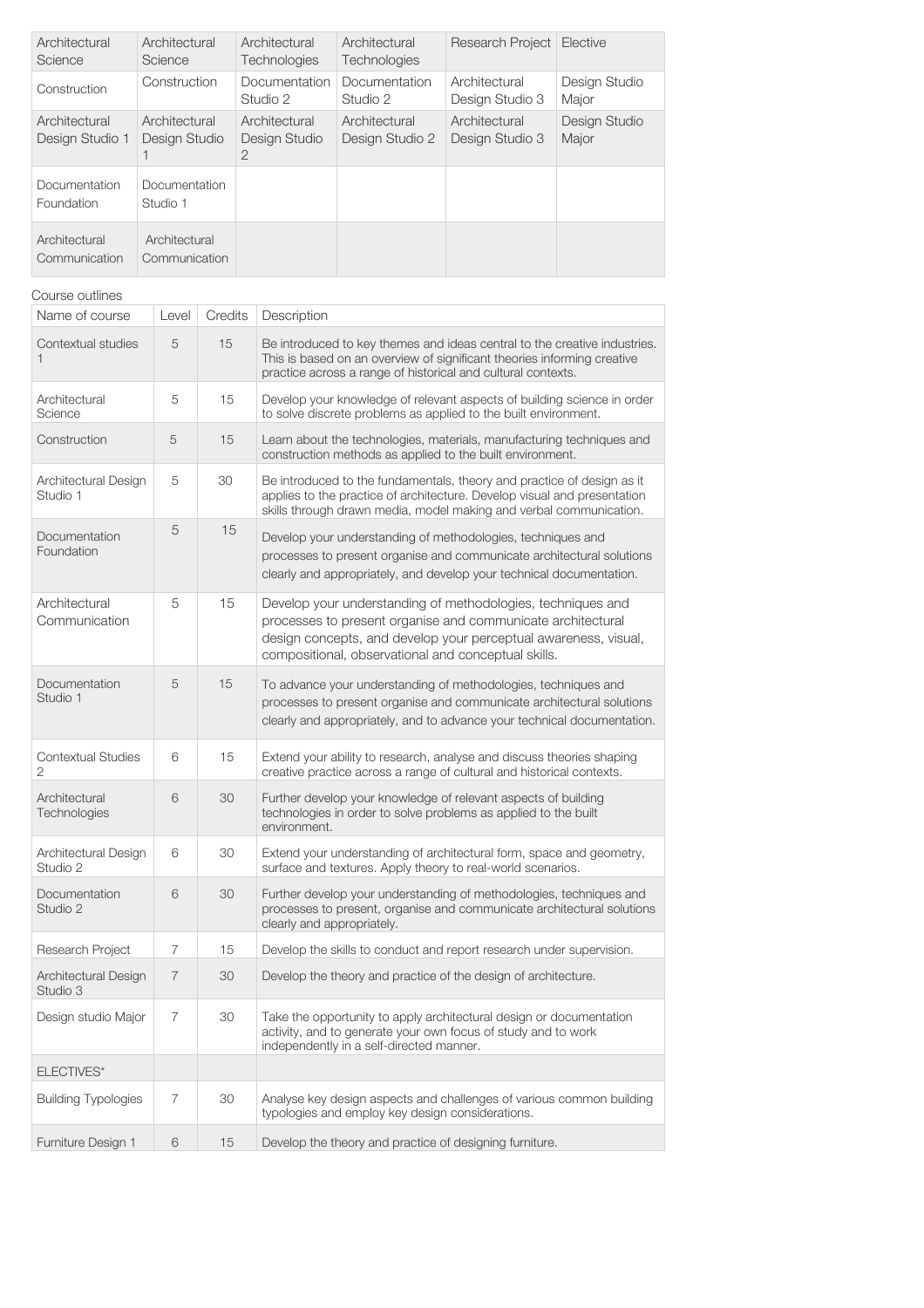| Architectural Science | Architectural Science | Architectural Technologies | Architectural Technologies | Research Project | Elective |
|---|---|---|---|---|---|
| Construction | Construction | Documentation Studio 2 | Documentation Studio 2 | Architectural Design Studio 3 | Design Studio Major |
| Architectural Design Studio 1 | Architectural Design Studio 1 | Architectural Design Studio 2 | Architectural Design Studio 2 | Architectural Design Studio 3 | Design Studio Major |
| Documentation Foundation | Documentation Studio 1 | | | | |
| Architectural Communication | Architectural Communication | | | | |

Course outlines

| Name of course | Level | Credits | Description |
|---|---|---|---|
| Contextual studies 1 | 5 | 15 | Be introduced to key themes and ideas central to the creative industries. This is based on an overview of significant theories informing creative practice across a range of historical and cultural contexts. |
| Architectural Science | 5 | 15 | Develop your knowledge of relevant aspects of building science in order to solve discrete problems as applied to the built environment. |
| Construction | 5 | 15 | Learn about the technologies, materials, manufacturing techniques and construction methods as applied to the built environment. |
| Architectural Design Studio 1 | 5 | 30 | Be introduced to the fundamentals, theory and practice of design as it applies to the practice of architecture. Develop visual and presentation skills through drawn media, model making and verbal communication. |
| Documentation Foundation | 5 | 15 | Develop your understanding of methodologies, techniques and processes to present organise and communicate architectural solutions clearly and appropriately, and develop your technical documentation. |
| Architectural Communication | 5 | 15 | Develop your understanding of methodologies, techniques and processes to present organise and communicate architectural design concepts, and develop your perceptual awareness, visual, compositional, observational and conceptual skills. |
| Documentation Studio 1 | 5 | 15 | To advance your understanding of methodologies, techniques and processes to present organise and communicate architectural solutions clearly and appropriately, and to advance your technical documentation. |
| Contextual Studies 2 | 6 | 15 | Extend your ability to research, analyse and discuss theories shaping creative practice across a range of cultural and historical contexts. |
| Architectural Technologies | 6 | 30 | Further develop your knowledge of relevant aspects of building technologies in order to solve problems as applied to the built environment. |
| Architectural Design Studio 2 | 6 | 30 | Extend your understanding of architectural form, space and geometry, surface and textures. Apply theory to real-world scenarios. |
| Documentation Studio 2 | 6 | 30 | Further develop your understanding of methodologies, techniques and processes to present, organise and communicate architectural solutions clearly and appropriately. |
| Research Project | 7 | 15 | Develop the skills to conduct and report research under supervision. |
| Architectural Design Studio 3 | 7 | 30 | Develop the theory and practice of the design of architecture. |
| Design studio Major | 7 | 30 | Take the opportunity to apply architectural design or documentation activity, and to generate your own focus of study and to work independently in a self-directed manner. |
| ELECTIVES* | | | |
| Building Typologies | 7 | 30 | Analyse key design aspects and challenges of various common building typologies and employ key design considerations. |
| Furniture Design 1 | 6 | 15 | Develop the theory and practice of designing furniture. |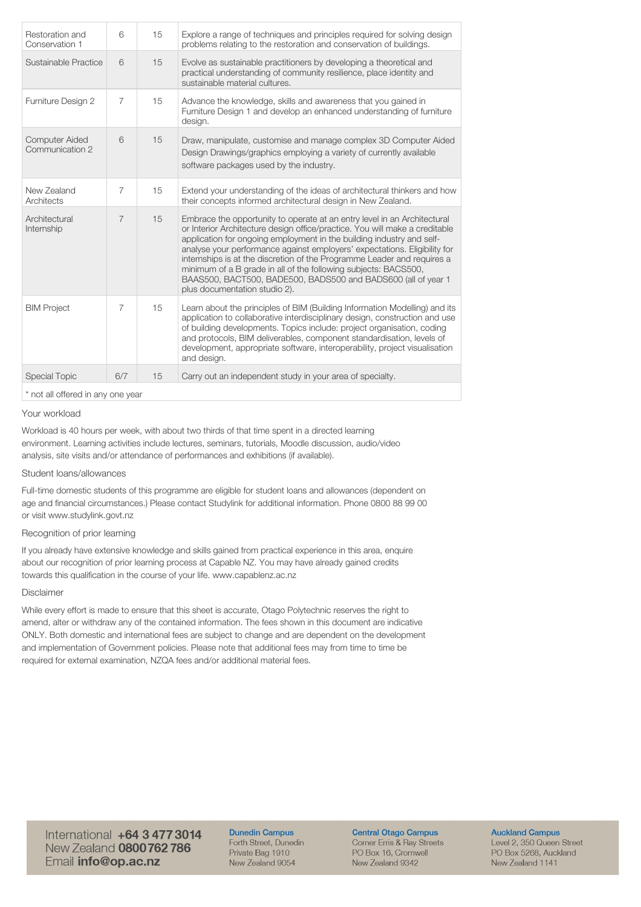| | | | |
|---|---|---|---|
| Restoration and Conservation 1 | 6 | 15 | Explore a range of techniques and principles required for solving design problems relating to the restoration and conservation of buildings. |
| Sustainable Practice | 6 | 15 | Evolve as sustainable practitioners by developing a theoretical and practical understanding of community resilience, place identity and sustainable material cultures. |
| Furniture Design 2 | 7 | 15 | Advance the knowledge, skills and awareness that you gained in Furniture Design 1 and develop an enhanced understanding of furniture design. |
| Computer Aided Communication 2 | 6 | 15 | Draw, manipulate, customise and manage complex 3D Computer Aided Design Drawings/graphics employing a variety of currently available software packages used by the industry. |
| New Zealand Architects | 7 | 15 | Extend your understanding of the ideas of architectural thinkers and how their concepts informed architectural design in New Zealand. |
| Architectural Internship | 7 | 15 | Embrace the opportunity to operate at an entry level in an Architectural or Interior Architecture design office/practice. You will make a creditable application for ongoing employment in the building industry and self-analyse your performance against employers' expectations. Eligibility for internships is at the discretion of the Programme Leader and requires a minimum of a B grade in all of the following subjects: BACS500, BAAS500, BACT500, BADE500, BADS500 and BADS600 (all of year 1 plus documentation studio 2). |
| BIM Project | 7 | 15 | Learn about the principles of BIM (Building Information Modelling) and its application to collaborative interdisciplinary design, construction and use of building developments. Topics include: project organisation, coding and protocols, BIM deliverables, component standardisation, levels of development, appropriate software, interoperability, project visualisation and design. |
| Special Topic | 6/7 | 15 | Carry out an independent study in your area of specialty. |

* not all offered in any one year

### Your workload

Workload is 40 hours per week, with about two thirds of that time spent in a directed learning environment. Learning activities include lectures, seminars, tutorials, Moodle discussion, audio/video analysis, site visits and/or attendance of performances and exhibitions (if available).

### Student loans/allowances

Full-time domestic students of this programme are eligible for student loans and allowances (dependent on age and financial circumstances.) Please contact Studylink for additional information. Phone 0800 88 99 00 or visit www.studylink.govt.nz

### Recognition of prior learning

If you already have extensive knowledge and skills gained from practical experience in this area, enquire about our recognition of prior learning process at Capable NZ. You may have already gained credits towards this qualification in the course of your life. www.capablenz.ac.nz

### Disclaimer

While every effort is made to ensure that this sheet is accurate, Otago Polytechnic reserves the right to amend, alter or withdraw any of the contained information. The fees shown in this document are indicative ONLY. Both domestic and international fees are subject to change and are dependent on the development and implementation of Government policies. Please note that additional fees may from time to time be required for external examination, NZQA fees and/or additional material fees.

International **+64 3 477 3014**
New Zealand **0800 762 786**
Email **info@op.ac.nz**

**Dunedin Campus**
Forth Street, Dunedin
Private Bag 1910
New Zealand 9054

**Central Otago Campus**
Corner Erris & Ray Streets
PO Box 16, Cromwell
New Zealand 9342

**Auckland Campus**
Level 2, 350 Queen Street
PO Box 5268, Auckland
New Zealand 1141